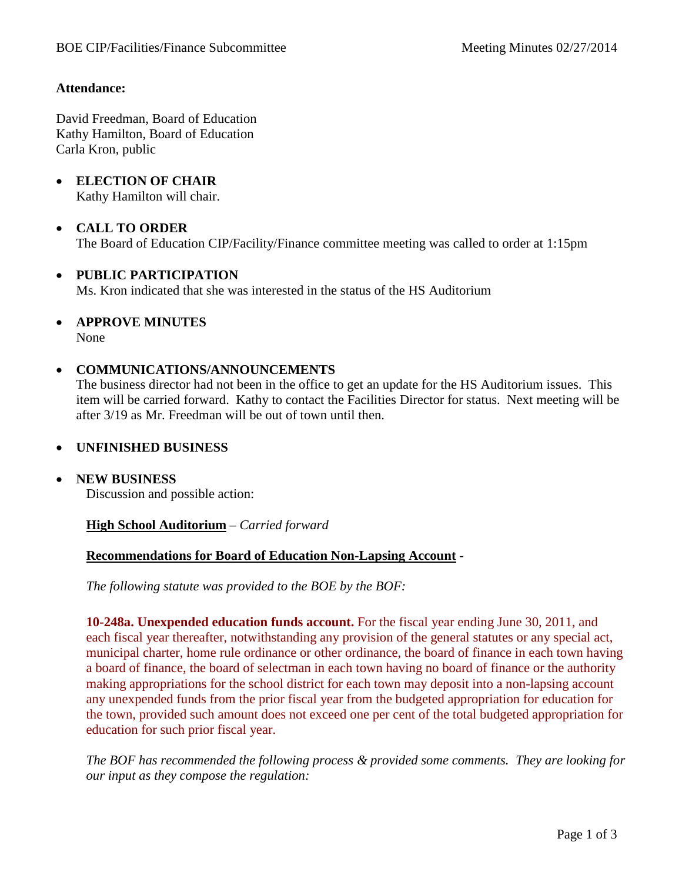**Attendance:**

David Freedman, Board of Education
Kathy Hamilton, Board of Education
Carla Kron, public

- **ELECTION OF CHAIR**
  Kathy Hamilton will chair.

- **CALL TO ORDER**
  The Board of Education CIP/Facility/Finance committee meeting was called to order at 1:15pm

- **PUBLIC PARTICIPATION**
  Ms. Kron indicated that she was interested in the status of the HS Auditorium

- **APPROVE MINUTES**
  None

- **COMMUNICATIONS/ANNOUNCEMENTS**
  The business director had not been in the office to get an update for the HS Auditorium issues. This item will be carried forward. Kathy to contact the Facilities Director for status. Next meeting will be after 3/19 as Mr. Freedman will be out of town until then.

- **UNFINISHED BUSINESS**

- **NEW BUSINESS**
  Discussion and possible action:

  **High School Auditorium** – *Carried forward*

  **Recommendations for Board of Education Non-Lapsing Account** -

  *The following statute was provided to the BOE by the BOF:*

  **10-248a. Unexpended education funds account.** For the fiscal year ending June 30, 2011, and each fiscal year thereafter, notwithstanding any provision of the general statutes or any special act, municipal charter, home rule ordinance or other ordinance, the board of finance in each town having a board of finance, the board of selectman in each town having no board of finance or the authority making appropriations for the school district for each town may deposit into a non-lapsing account any unexpended funds from the prior fiscal year from the budgeted appropriation for education for the town, provided such amount does not exceed one per cent of the total budgeted appropriation for education for such prior fiscal year.

  *The BOF has recommended the following process & provided some comments. They are looking for our input as they compose the regulation:*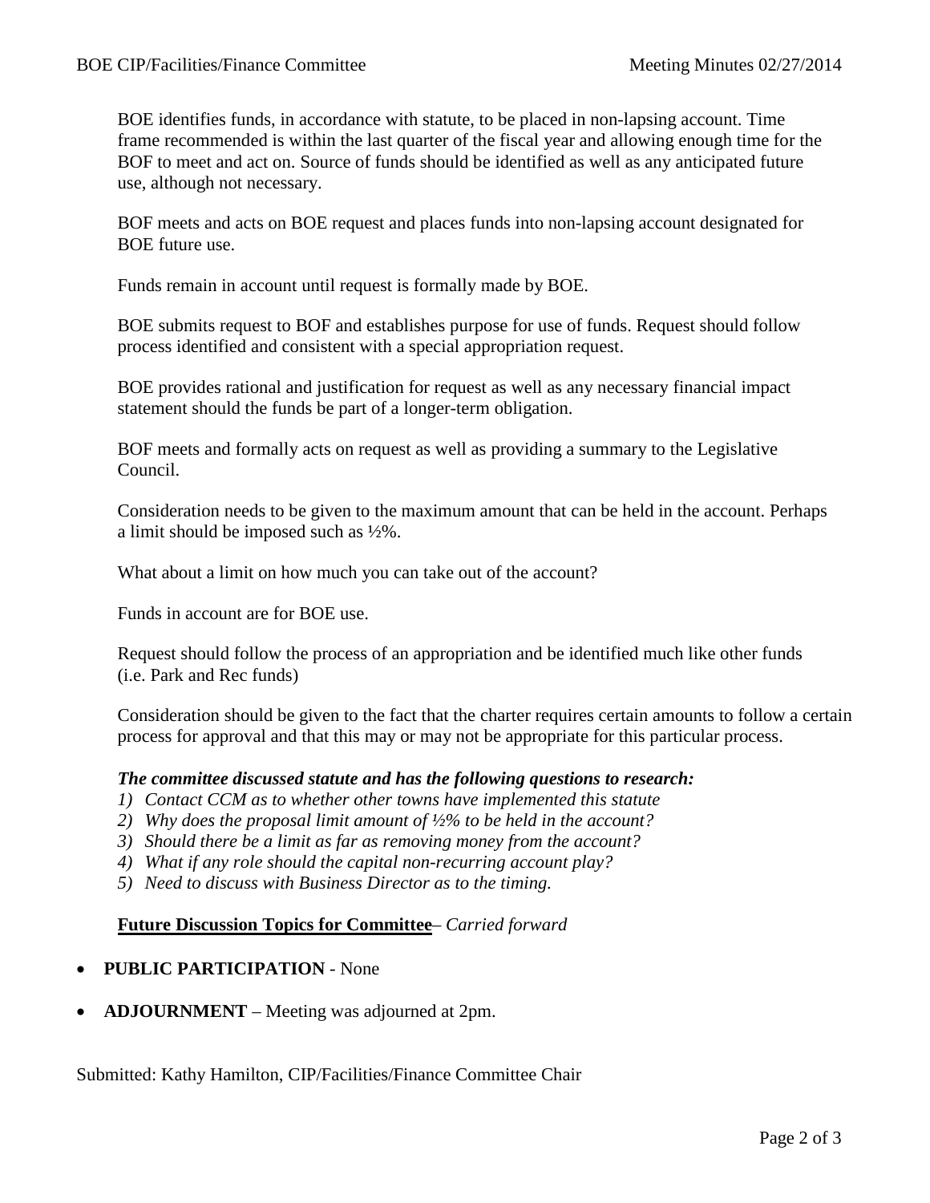BOE identifies funds, in accordance with statute, to be placed in non-lapsing account. Time frame recommended is within the last quarter of the fiscal year and allowing enough time for the BOF to meet and act on. Source of funds should be identified as well as any anticipated future use, although not necessary.

BOF meets and acts on BOE request and places funds into non-lapsing account designated for BOE future use.

Funds remain in account until request is formally made by BOE.

BOE submits request to BOF and establishes purpose for use of funds. Request should follow process identified and consistent with a special appropriation request.

BOE provides rational and justification for request as well as any necessary financial impact statement should the funds be part of a longer-term obligation.

BOF meets and formally acts on request as well as providing a summary to the Legislative Council.

Consideration needs to be given to the maximum amount that can be held in the account. Perhaps a limit should be imposed such as ½%.

What about a limit on how much you can take out of the account?

Funds in account are for BOE use.

Request should follow the process of an appropriation and be identified much like other funds (i.e. Park and Rec funds)

Consideration should be given to the fact that the charter requires certain amounts to follow a certain process for approval and that this may or may not be appropriate for this particular process.

***The committee discussed statute and has the following questions to research:***

1) *Contact CCM as to whether other towns have implemented this statute*
2) *Why does the proposal limit amount of ½% to be held in the account?*
3) *Should there be a limit as far as removing money from the account?*
4) *What if any role should the capital non-recurring account play?*
5) *Need to discuss with Business Director as to the timing.*

**Future Discussion Topics for Committee**– *Carried forward*

- **PUBLIC PARTICIPATION** - None
- **ADJOURNMENT** – Meeting was adjourned at 2pm.

Submitted: Kathy Hamilton, CIP/Facilities/Finance Committee Chair